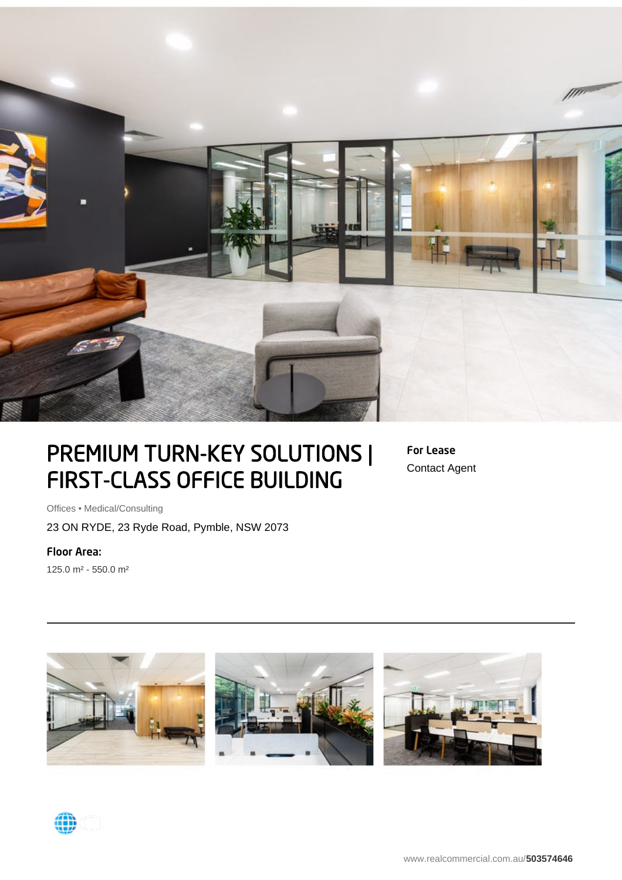# PREMIUM TURN-KEY SOLUTIONS | FIRST-CLASS OFFICE BUILDING

**For Lease**
Contact Agent

Offices • Medical/Consulting

23 ON RYDE, 23 Ryde Road, Pymble, NSW 2073

**Floor Area:**

125.0 m² - 550.0 m²

www.realcommercial.com.au/**503574646**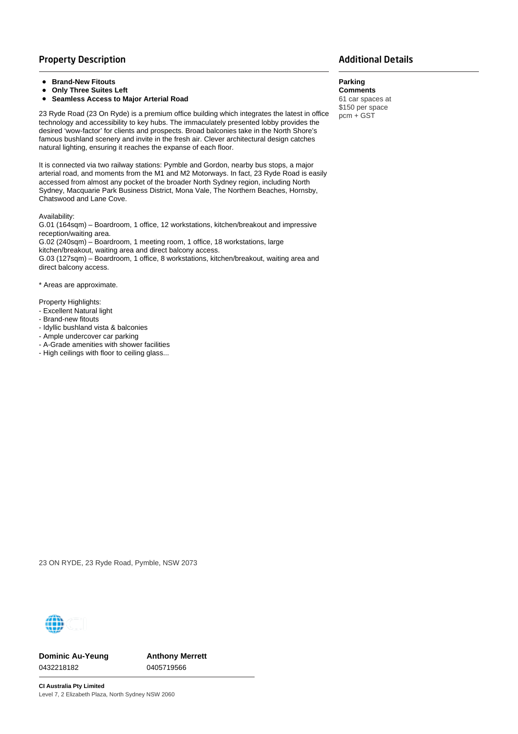## Property Description

- **Brand-New Fitouts**
- **Only Three Suites Left**
- **Seamless Access to Major Arterial Road**

23 Ryde Road (23 On Ryde) is a premium office building which integrates the latest in office technology and accessibility to key hubs. The immaculately presented lobby provides the desired 'wow-factor' for clients and prospects. Broad balconies take in the North Shore's famous bushland scenery and invite in the fresh air. Clever architectural design catches natural lighting, ensuring it reaches the expanse of each floor.

It is connected via two railway stations: Pymble and Gordon, nearby bus stops, a major arterial road, and moments from the M1 and M2 Motorways. In fact, 23 Ryde Road is easily accessed from almost any pocket of the broader North Sydney region, including North Sydney, Macquarie Park Business District, Mona Vale, The Northern Beaches, Hornsby, Chatswood and Lane Cove.

Availability:
G.01 (164sqm) – Boardroom, 1 office, 12 workstations, kitchen/breakout and impressive reception/waiting area.
G.02 (240sqm) – Boardroom, 1 meeting room, 1 office, 18 workstations, large kitchen/breakout, waiting area and direct balcony access.
G.03 (127sqm) – Boardroom, 1 office, 8 workstations, kitchen/breakout, waiting area and direct balcony access.

* Areas are approximate.

Property Highlights:
- Excellent Natural light
- Brand-new fitouts
- Idyllic bushland vista & balconies
- Ample undercover car parking
- A-Grade amenities with shower facilities
- High ceilings with floor to ceiling glass...

## Additional Details

**Parking Comments**
61 car spaces at $150 per space pcm + GST

23 ON RYDE, 23 Ryde Road, Pymble, NSW 2073

**Dominic Au-Yeung**
0432218182

**Anthony Merrett**
0405719566

**CI Australia Pty Limited**
Level 7, 2 Elizabeth Plaza, North Sydney NSW 2060